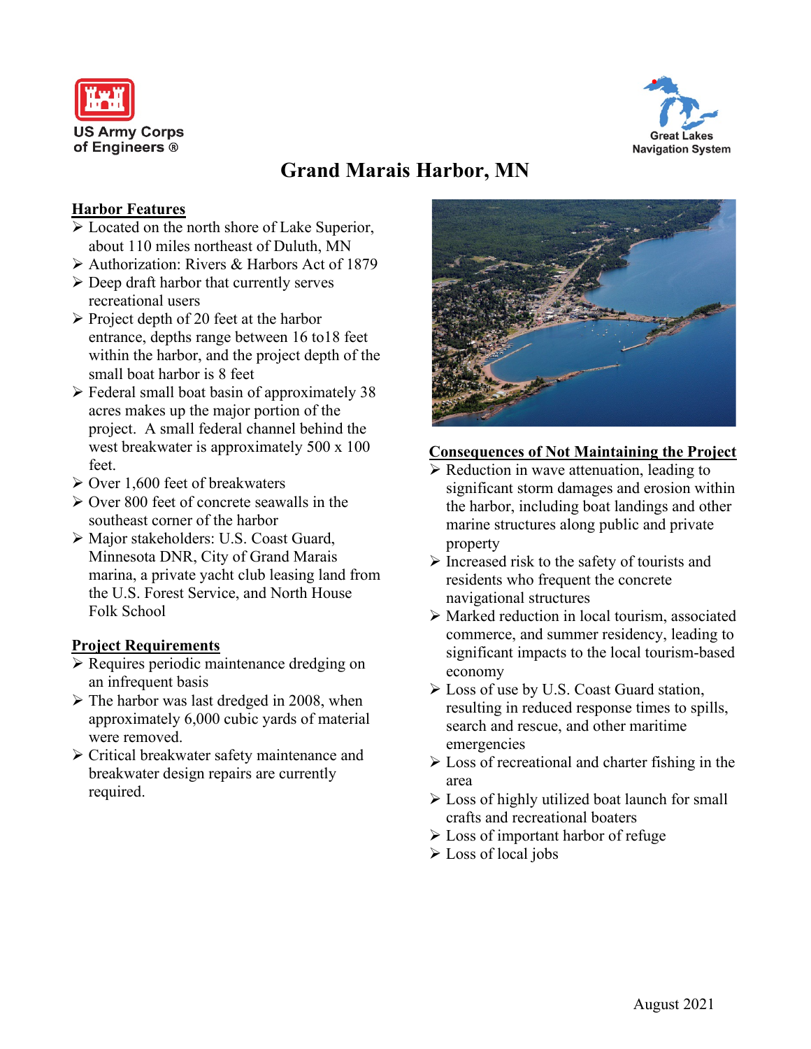US Army Corps of Engineers ®

Great Lakes Navigation System

# Grand Marais Harbor, MN

## Harbor Features

- Located on the north shore of Lake Superior, about 110 miles northeast of Duluth, MN
- Authorization: Rivers & Harbors Act of 1879
- Deep draft harbor that currently serves recreational users
- Project depth of 20 feet at the harbor entrance, depths range between 16 to18 feet within the harbor, and the project depth of the small boat harbor is 8 feet
- Federal small boat basin of approximately 38 acres makes up the major portion of the project. A small federal channel behind the west breakwater is approximately 500 x 100 feet.
- Over 1,600 feet of breakwaters
- Over 800 feet of concrete seawalls in the southeast corner of the harbor
- Major stakeholders: U.S. Coast Guard, Minnesota DNR, City of Grand Marais marina, a private yacht club leasing land from the U.S. Forest Service, and North House Folk School

## Project Requirements

- Requires periodic maintenance dredging on an infrequent basis
- The harbor was last dredged in 2008, when approximately 6,000 cubic yards of material were removed.
- Critical breakwater safety maintenance and breakwater design repairs are currently required.

## Consequences of Not Maintaining the Project

- Reduction in wave attenuation, leading to significant storm damages and erosion within the harbor, including boat landings and other marine structures along public and private property
- Increased risk to the safety of tourists and residents who frequent the concrete navigational structures
- Marked reduction in local tourism, associated commerce, and summer residency, leading to significant impacts to the local tourism-based economy
- Loss of use by U.S. Coast Guard station, resulting in reduced response times to spills, search and rescue, and other maritime emergencies
- Loss of recreational and charter fishing in the area
- Loss of highly utilized boat launch for small crafts and recreational boaters
- Loss of important harbor of refuge
- Loss of local jobs

August 2021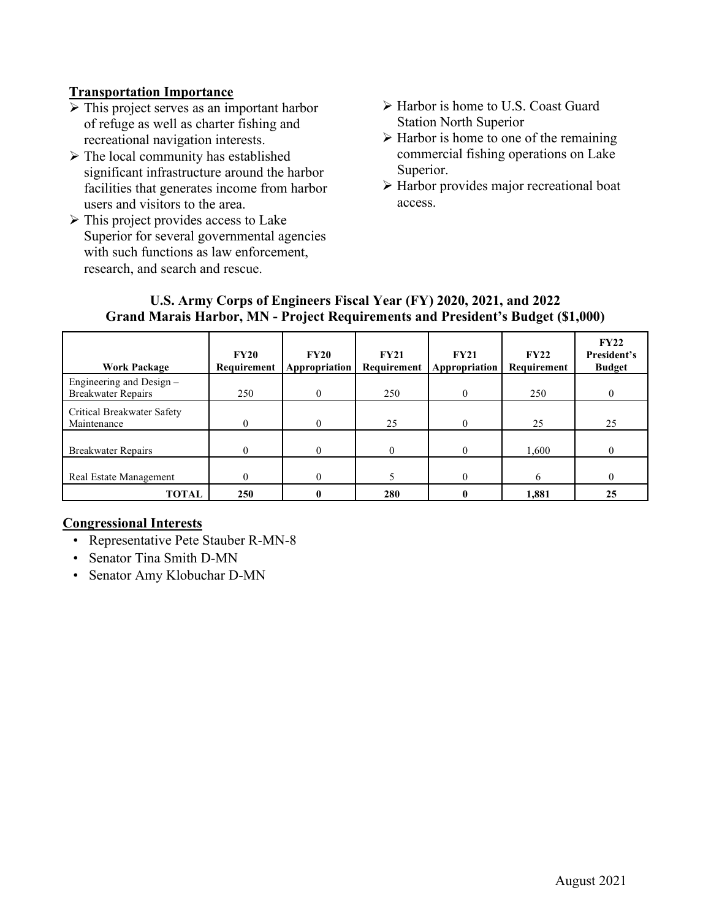## Transportation Importance

- This project serves as an important harbor of refuge as well as charter fishing and recreational navigation interests.
- The local community has established significant infrastructure around the harbor facilities that generates income from harbor users and visitors to the area.
- This project provides access to Lake Superior for several governmental agencies with such functions as law enforcement, research, and search and rescue.
- Harbor is home to U.S. Coast Guard Station North Superior
- Harbor is home to one of the remaining commercial fishing operations on Lake Superior.
- Harbor provides major recreational boat access.

**U.S. Army Corps of Engineers Fiscal Year (FY) 2020, 2021, and 2022**
**Grand Marais Harbor, MN - Project Requirements and President's Budget ($1,000)**

| Work Package | FY20 Requirement | FY20 Appropriation | FY21 Requirement | FY21 Appropriation | FY22 Requirement | FY22 President's Budget |
|---|---|---|---|---|---|---|
| Engineering and Design – Breakwater Repairs | 250 | 0 | 250 | 0 | 250 | 0 |
| Critical Breakwater Safety Maintenance | 0 | 0 | 25 | 0 | 25 | 25 |
| Breakwater Repairs | 0 | 0 | 0 | 0 | 1,600 | 0 |
| Real Estate Management | 0 | 0 | 5 | 0 | 6 | 0 |
| **TOTAL** | **250** | **0** | **280** | **0** | **1,881** | **25** |

## Congressional Interests

- Representative Pete Stauber R-MN-8
- Senator Tina Smith D-MN
- Senator Amy Klobuchar D-MN

August 2021